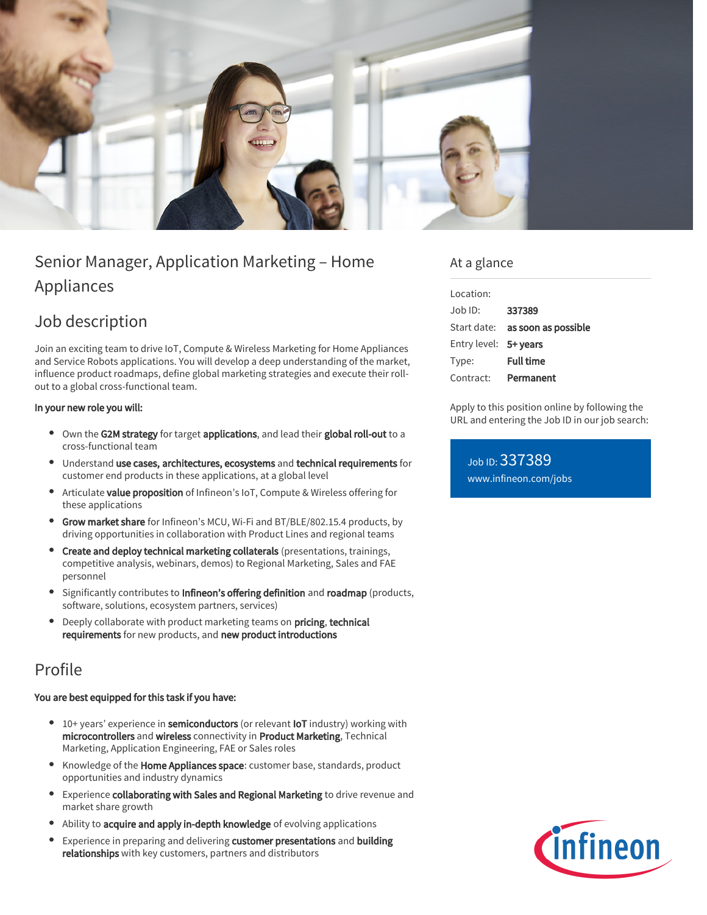# Senior Manager, Application Marketing – Home Appliances

## Job description

Join an exciting team to drive IoT, Compute & Wireless Marketing for Home Appliances and Service Robots applications. You will develop a deep understanding of the market, influence product roadmaps, define global marketing strategies and execute their roll-out to a global cross-functional team.

**In your new role you will:**

- Own the **G2M strategy** for target **applications**, and lead their **global roll-out** to a cross-functional team
- Understand **use cases, architectures, ecosystems** and **technical requirements** for customer end products in these applications, at a global level
- Articulate **value proposition** of Infineon's IoT, Compute & Wireless offering for these applications
- **Grow market share** for Infineon's MCU, Wi-Fi and BT/BLE/802.15.4 products, by driving opportunities in collaboration with Product Lines and regional teams
- **Create and deploy technical marketing collaterals** (presentations, trainings, competitive analysis, webinars, demos) to Regional Marketing, Sales and FAE personnel
- Significantly contributes to **Infineon's offering definition** and **roadmap** (products, software, solutions, ecosystem partners, services)
- Deeply collaborate with product marketing teams on **pricing**, **technical requirements** for new products, and **new product introductions**

## Profile

**You are best equipped for this task if you have:**

- 10+ years' experience in **semiconductors** (or relevant **IoT** industry) working with **microcontrollers** and **wireless** connectivity in **Product Marketing**, Technical Marketing, Application Engineering, FAE or Sales roles
- Knowledge of the **Home Appliances space**: customer base, standards, product opportunities and industry dynamics
- Experience **collaborating with Sales and Regional Marketing** to drive revenue and market share growth
- Ability to **acquire and apply in-depth knowledge** of evolving applications
- Experience in preparing and delivering **customer presentations** and **building relationships** with key customers, partners and distributors

## At a glance

| | |
|---|---|
| Location: | |
| Job ID: | **337389** |
| Start date: | **as soon as possible** |
| Entry level: | **5+ years** |
| Type: | **Full time** |
| Contract: | **Permanent** |

Apply to this position online by following the URL and entering the Job ID in our job search:

Job ID: 337389
www.infineon.com/jobs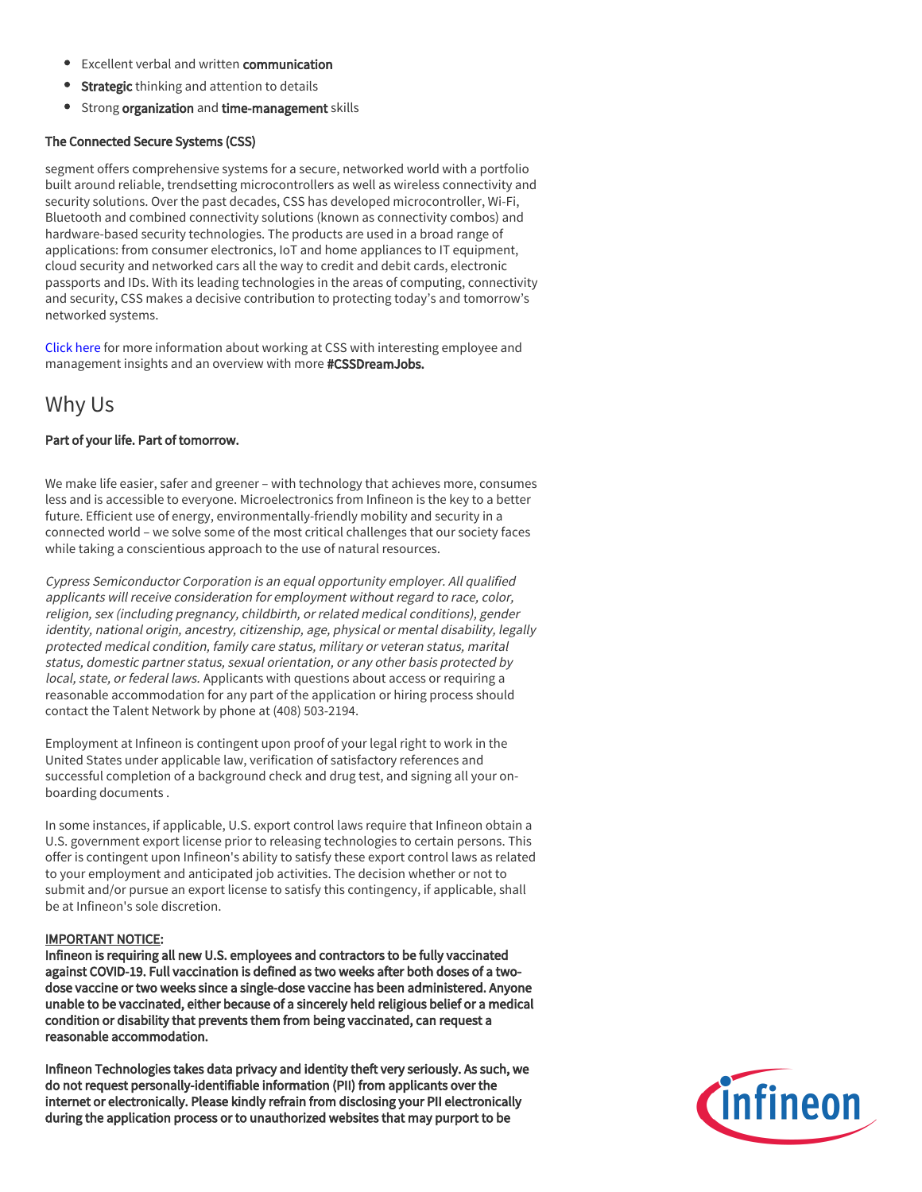- Excellent verbal and written **communication**
- **Strategic** thinking and attention to details
- Strong **organization** and **time-management** skills

**The Connected Secure Systems (CSS)**

segment offers comprehensive systems for a secure, networked world with a portfolio built around reliable, trendsetting microcontrollers as well as wireless connectivity and security solutions. Over the past decades, CSS has developed microcontroller, Wi-Fi, Bluetooth and combined connectivity solutions (known as connectivity combos) and hardware-based security technologies. The products are used in a broad range of applications: from consumer electronics, IoT and home appliances to IT equipment, cloud security and networked cars all the way to credit and debit cards, electronic passports and IDs. With its leading technologies in the areas of computing, connectivity and security, CSS makes a decisive contribution to protecting today's and tomorrow's networked systems.

Click here for more information about working at CSS with interesting employee and management insights and an overview with more **#CSSDreamJobs.**

## Why Us

**Part of your life. Part of tomorrow.**

We make life easier, safer and greener – with technology that achieves more, consumes less and is accessible to everyone. Microelectronics from Infineon is the key to a better future. Efficient use of energy, environmentally-friendly mobility and security in a connected world – we solve some of the most critical challenges that our society faces while taking a conscientious approach to the use of natural resources.

*Cypress Semiconductor Corporation is an equal opportunity employer. All qualified applicants will receive consideration for employment without regard to race, color, religion, sex (including pregnancy, childbirth, or related medical conditions), gender identity, national origin, ancestry, citizenship, age, physical or mental disability, legally protected medical condition, family care status, military or veteran status, marital status, domestic partner status, sexual orientation, or any other basis protected by local, state, or federal laws.* Applicants with questions about access or requiring a reasonable accommodation for any part of the application or hiring process should contact the Talent Network by phone at (408) 503-2194.

Employment at Infineon is contingent upon proof of your legal right to work in the United States under applicable law, verification of satisfactory references and successful completion of a background check and drug test, and signing all your on-boarding documents .

In some instances, if applicable, U.S. export control laws require that Infineon obtain a U.S. government export license prior to releasing technologies to certain persons. This offer is contingent upon Infineon's ability to satisfy these export control laws as related to your employment and anticipated job activities. The decision whether or not to submit and/or pursue an export license to satisfy this contingency, if applicable, shall be at Infineon's sole discretion.

**IMPORTANT NOTICE:**
**Infineon is requiring all new U.S. employees and contractors to be fully vaccinated against COVID-19. Full vaccination is defined as two weeks after both doses of a two-dose vaccine or two weeks since a single-dose vaccine has been administered. Anyone unable to be vaccinated, either because of a sincerely held religious belief or a medical condition or disability that prevents them from being vaccinated, can request a reasonable accommodation.**

**Infineon Technologies takes data privacy and identity theft very seriously. As such, we do not request personally-identifiable information (PII) from applicants over the internet or electronically. Please kindly refrain from disclosing your PII electronically during the application process or to unauthorized websites that may purport to be**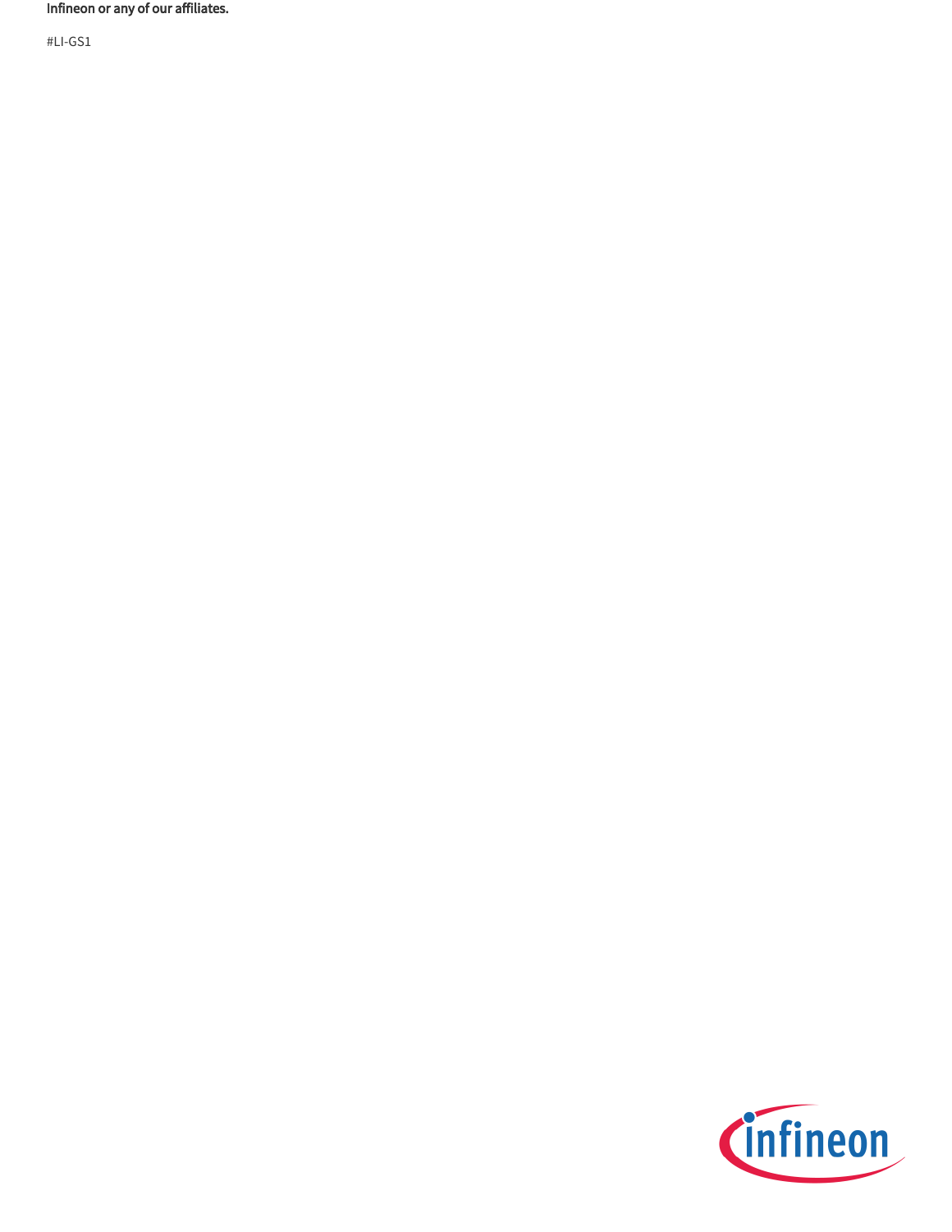**Infineon or any of our affiliates.**

#LI-GS1